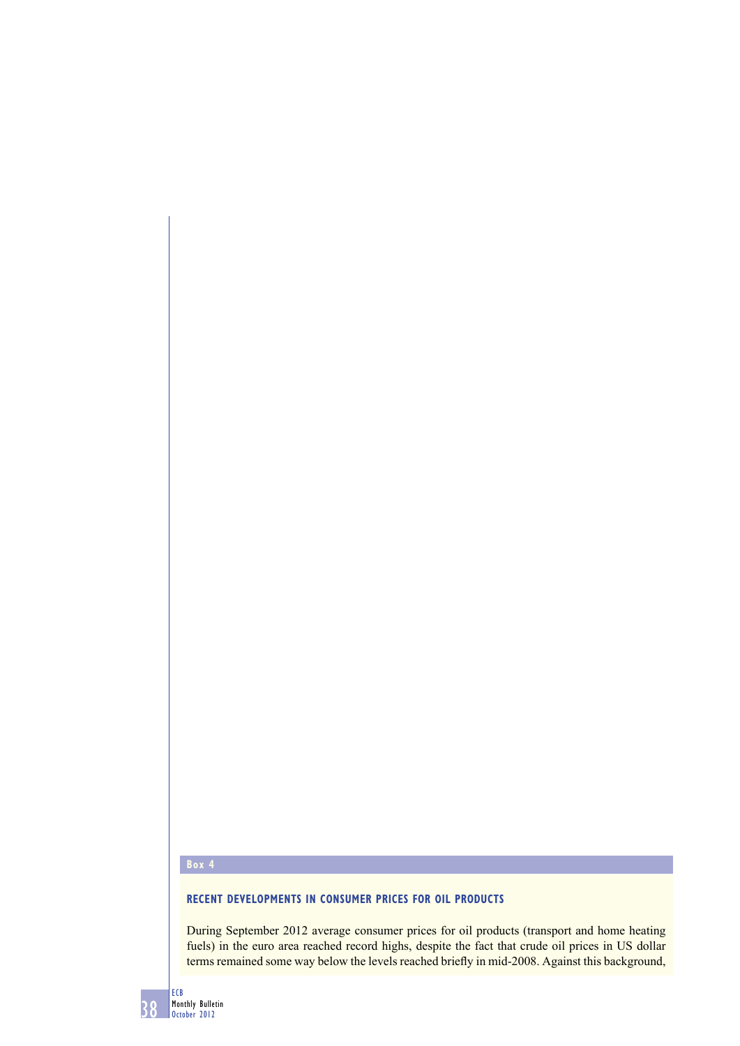**Box 4**

## RECENT DEVELOPMENTS IN CONSUMER PRICES FOR OIL PRODUCTS

During September 2012 average consumer prices for oil products (transport and home heating fuels) in the euro area reached record highs, despite the fact that crude oil prices in US dollar terms remained some way below the levels reached briefly in mid-2008. Against this background,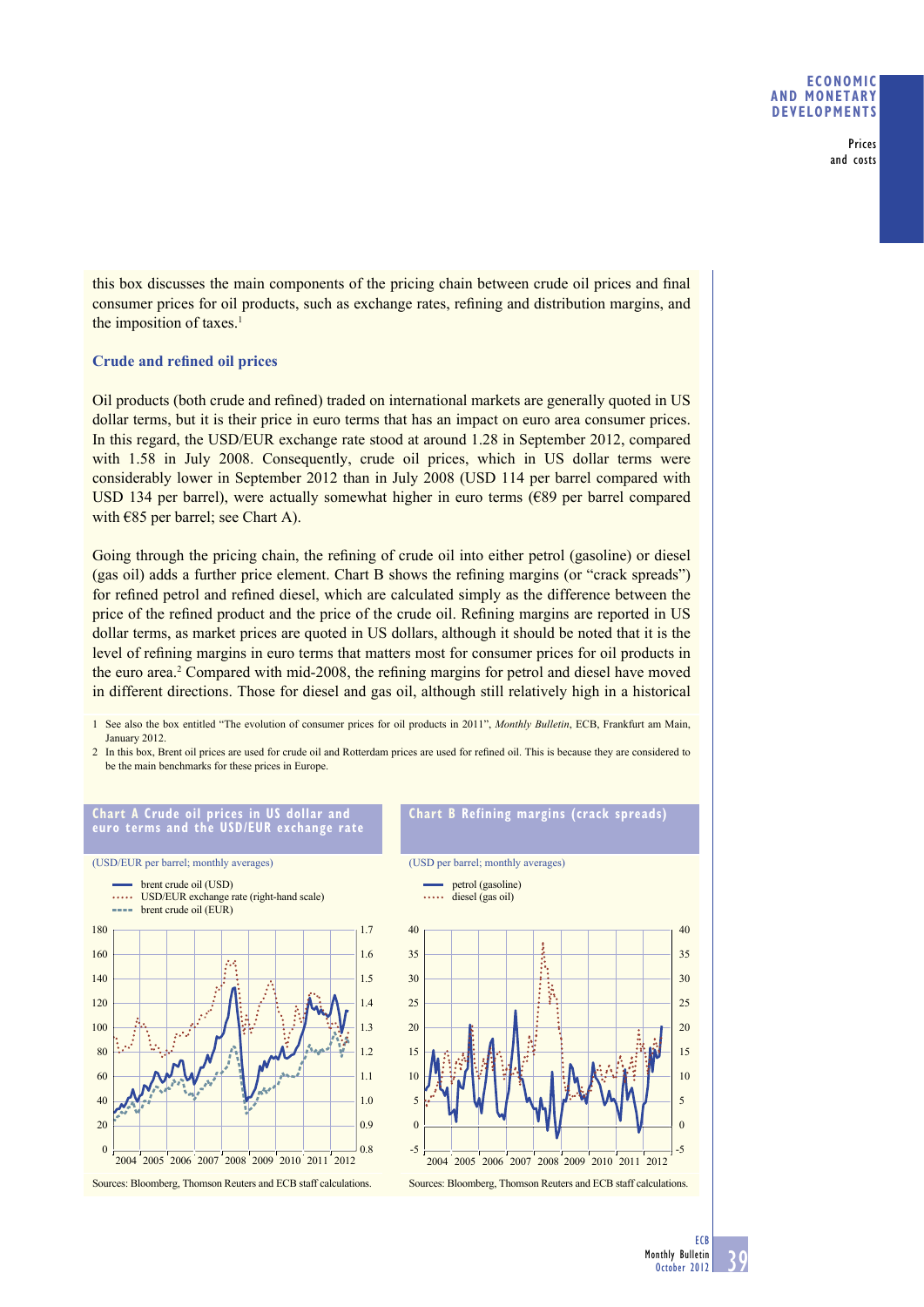this box discusses the main components of the pricing chain between crude oil prices and final consumer prices for oil products, such as exchange rates, refining and distribution margins, and the imposition of taxes.[1]

### Crude and refined oil prices

Oil products (both crude and refined) traded on international markets are generally quoted in US dollar terms, but it is their price in euro terms that has an impact on euro area consumer prices. In this regard, the USD/EUR exchange rate stood at around 1.28 in September 2012, compared with 1.58 in July 2008. Consequently, crude oil prices, which in US dollar terms were considerably lower in September 2012 than in July 2008 (USD 114 per barrel compared with USD 134 per barrel), were actually somewhat higher in euro terms (€89 per barrel compared with €85 per barrel; see Chart A).

Going through the pricing chain, the refining of crude oil into either petrol (gasoline) or diesel (gas oil) adds a further price element. Chart B shows the refining margins (or "crack spreads") for refined petrol and refined diesel, which are calculated simply as the difference between the price of the refined product and the price of the crude oil. Refining margins are reported in US dollar terms, as market prices are quoted in US dollars, although it should be noted that it is the level of refining margins in euro terms that matters most for consumer prices for oil products in the euro area.[2] Compared with mid-2008, the refining margins for petrol and diesel have moved in different directions. Those for diesel and gas oil, although still relatively high in a historical

1 See also the box entitled "The evolution of consumer prices for oil products in 2011", *Monthly Bulletin*, ECB, Frankfurt am Main, January 2012.

2 In this box, Brent oil prices are used for crude oil and Rotterdam prices are used for refined oil. This is because they are considered to be the main benchmarks for these prices in Europe.

**Chart A Crude oil prices in US dollar and euro terms and the USD/EUR exchange rate**

(USD/EUR per barrel; monthly averages)

- brent crude oil (USD)
- USD/EUR exchange rate (right-hand scale)
- brent crude oil (EUR)

Sources: Bloomberg, Thomson Reuters and ECB staff calculations.

**Chart B Refining margins (crack spreads)**

(USD per barrel; monthly averages)

- petrol (gasoline)
- diesel (gas oil)

Sources: Bloomberg, Thomson Reuters and ECB staff calculations.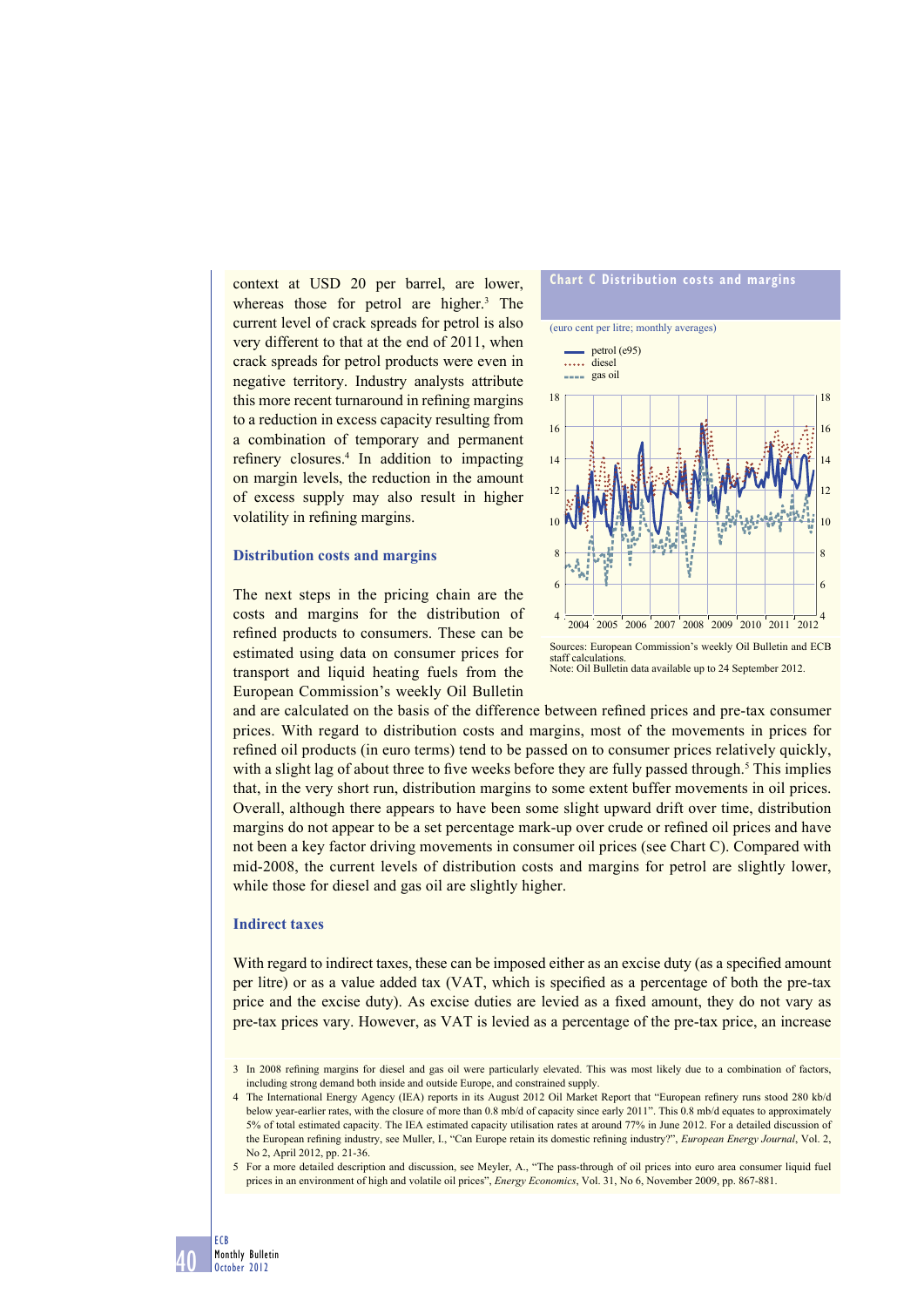context at USD 20 per barrel, are lower, whereas those for petrol are higher.[3] The current level of crack spreads for petrol is also very different to that at the end of 2011, when crack spreads for petrol products were even in negative territory. Industry analysts attribute this more recent turnaround in refining margins to a reduction in excess capacity resulting from a combination of temporary and permanent refinery closures.[4] In addition to impacting on margin levels, the reduction in the amount of excess supply may also result in higher volatility in refining margins.

**Chart C Distribution costs and margins**

(euro cent per litre; monthly averages)

- petrol (e95)
- diesel
- gas oil

Sources: European Commission's weekly Oil Bulletin and ECB staff calculations.
Note: Oil Bulletin data available up to 24 September 2012.

### Distribution costs and margins

The next steps in the pricing chain are the costs and margins for the distribution of refined products to consumers. These can be estimated using data on consumer prices for transport and liquid heating fuels from the European Commission's weekly Oil Bulletin and are calculated on the basis of the difference between refined prices and pre-tax consumer prices. With regard to distribution costs and margins, most of the movements in prices for refined oil products (in euro terms) tend to be passed on to consumer prices relatively quickly, with a slight lag of about three to five weeks before they are fully passed through.[5] This implies that, in the very short run, distribution margins to some extent buffer movements in oil prices. Overall, although there appears to have been some slight upward drift over time, distribution margins do not appear to be a set percentage mark-up over crude or refined oil prices and have not been a key factor driving movements in consumer oil prices (see Chart C). Compared with mid-2008, the current levels of distribution costs and margins for petrol are slightly lower, while those for diesel and gas oil are slightly higher.

### Indirect taxes

With regard to indirect taxes, these can be imposed either as an excise duty (as a specified amount per litre) or as a value added tax (VAT, which is specified as a percentage of both the pre-tax price and the excise duty). As excise duties are levied as a fixed amount, they do not vary as pre-tax prices vary. However, as VAT is levied as a percentage of the pre-tax price, an increase

3 In 2008 refining margins for diesel and gas oil were particularly elevated. This was most likely due to a combination of factors, including strong demand both inside and outside Europe, and constrained supply.

4 The International Energy Agency (IEA) reports in its August 2012 Oil Market Report that "European refinery runs stood 280 kb/d below year-earlier rates, with the closure of more than 0.8 mb/d of capacity since early 2011". This 0.8 mb/d equates to approximately 5% of total estimated capacity. The IEA estimated capacity utilisation rates at around 77% in June 2012. For a detailed discussion of the European refining industry, see Muller, I., "Can Europe retain its domestic refining industry?", *European Energy Journal*, Vol. 2, No 2, April 2012, pp. 21-36.

5 For a more detailed description and discussion, see Meyler, A., "The pass-through of oil prices into euro area consumer liquid fuel prices in an environment of high and volatile oil prices", *Energy Economics*, Vol. 31, No 6, November 2009, pp. 867-881.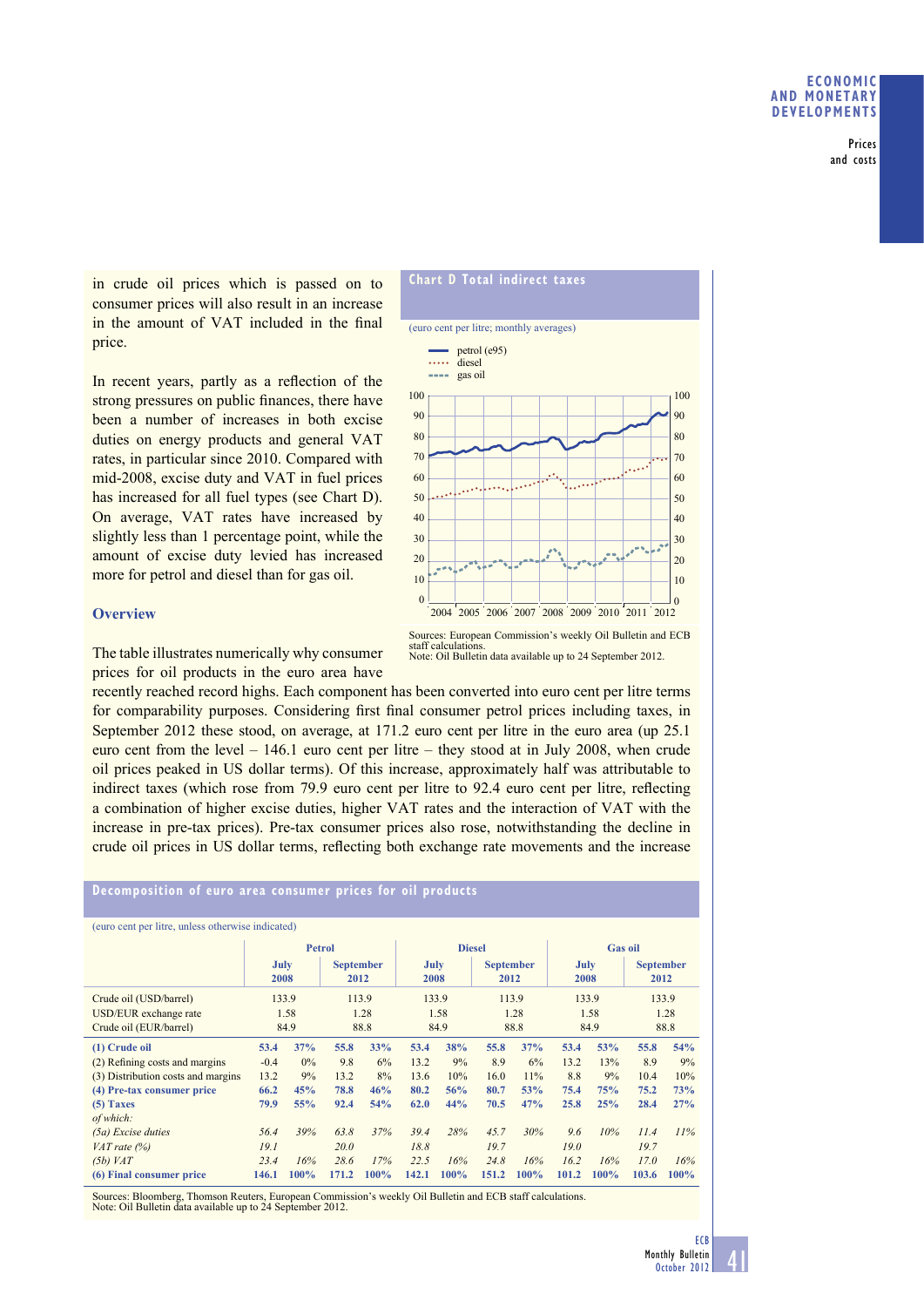in crude oil prices which is passed on to consumer prices will also result in an increase in the amount of VAT included in the final price.

In recent years, partly as a reflection of the strong pressures on public finances, there have been a number of increases in both excise duties on energy products and general VAT rates, in particular since 2010. Compared with mid-2008, excise duty and VAT in fuel prices has increased for all fuel types (see Chart D). On average, VAT rates have increased by slightly less than 1 percentage point, while the amount of excise duty levied has increased more for petrol and diesel than for gas oil.

**Chart D Total indirect taxes**

(euro cent per litre; monthly averages)

Sources: European Commission's weekly Oil Bulletin and ECB staff calculations.
Note: Oil Bulletin data available up to 24 September 2012.

### Overview

The table illustrates numerically why consumer prices for oil products in the euro area have recently reached record highs. Each component has been converted into euro cent per litre terms for comparability purposes. Considering first final consumer petrol prices including taxes, in September 2012 these stood, on average, at 171.2 euro cent per litre in the euro area (up 25.1 euro cent from the level – 146.1 euro cent per litre – they stood at in July 2008, when crude oil prices peaked in US dollar terms). Of this increase, approximately half was attributable to indirect taxes (which rose from 79.9 euro cent per litre to 92.4 euro cent per litre, reflecting a combination of higher excise duties, higher VAT rates and the interaction of VAT with the increase in pre-tax prices). Pre-tax consumer prices also rose, notwithstanding the decline in crude oil prices in US dollar terms, reflecting both exchange rate movements and the increase

**Decomposition of euro area consumer prices for oil products**

(euro cent per litre, unless otherwise indicated)

| | Petrol | | | | Diesel | | | | Gas oil | | | |
|---|---|---|---|---|---|---|---|---|---|---|---|---|
| | July 2008 | | September 2012 | | July 2008 | | September 2012 | | July 2008 | | September 2012 | |
| Crude oil (USD/barrel) | 133.9 | | 113.9 | | 133.9 | | 113.9 | | 133.9 | | 133.9 | |
| USD/EUR exchange rate | 1.58 | | 1.28 | | 1.58 | | 1.28 | | 1.58 | | 1.28 | |
| Crude oil (EUR/barrel) | 84.9 | | 88.8 | | 84.9 | | 88.8 | | 84.9 | | 88.8 | |
| **(1) Crude oil** | **53.4** | **37%** | **55.8** | **33%** | **53.4** | **38%** | **55.8** | **37%** | **53.4** | **53%** | **55.8** | **54%** |
| (2) Refining costs and margins | -0.4 | 0% | 9.8 | 6% | 13.2 | 9% | 8.9 | 6% | 13.2 | 13% | 8.9 | 9% |
| (3) Distribution costs and margins | 13.2 | 9% | 13.2 | 8% | 13.6 | 10% | 16.0 | 11% | 8.8 | 9% | 10.4 | 10% |
| **(4) Pre-tax consumer price** | **66.2** | **45%** | **78.8** | **46%** | **80.2** | **56%** | **80.7** | **53%** | **75.4** | **75%** | **75.2** | **73%** |
| **(5) Taxes** | **79.9** | **55%** | **92.4** | **54%** | **62.0** | **44%** | **70.5** | **47%** | **25.8** | **25%** | **28.4** | **27%** |
| *of which:* | | | | | | | | | | | | |
| *(5a) Excise duties* | *56.4* | *39%* | *63.8* | *37%* | *39.4* | *28%* | *45.7* | *30%* | *9.6* | *10%* | *11.4* | *11%* |
| *VAT rate (%)* | *19.1* | | *20.0* | | *18.8* | | *19.7* | | *19.0* | | *19.7* | |
| *(5b) VAT* | *23.4* | *16%* | *28.6* | *17%* | *22.5* | *16%* | *24.8* | *16%* | *16.2* | *16%* | *17.0* | *16%* |
| **(6) Final consumer price** | **146.1** | **100%** | **171.2** | **100%** | **142.1** | **100%** | **151.2** | **100%** | **101.2** | **100%** | **103.6** | **100%** |

Sources: Bloomberg, Thomson Reuters, European Commission's weekly Oil Bulletin and ECB staff calculations.
Note: Oil Bulletin data available up to 24 September 2012.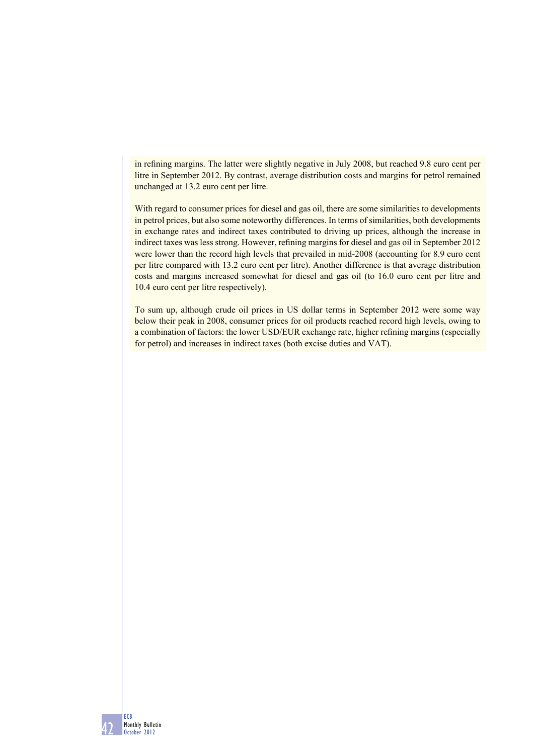in refining margins. The latter were slightly negative in July 2008, but reached 9.8 euro cent per litre in September 2012. By contrast, average distribution costs and margins for petrol remained unchanged at 13.2 euro cent per litre.

With regard to consumer prices for diesel and gas oil, there are some similarities to developments in petrol prices, but also some noteworthy differences. In terms of similarities, both developments in exchange rates and indirect taxes contributed to driving up prices, although the increase in indirect taxes was less strong. However, refining margins for diesel and gas oil in September 2012 were lower than the record high levels that prevailed in mid-2008 (accounting for 8.9 euro cent per litre compared with 13.2 euro cent per litre). Another difference is that average distribution costs and margins increased somewhat for diesel and gas oil (to 16.0 euro cent per litre and 10.4 euro cent per litre respectively).

To sum up, although crude oil prices in US dollar terms in September 2012 were some way below their peak in 2008, consumer prices for oil products reached record high levels, owing to a combination of factors: the lower USD/EUR exchange rate, higher refining margins (especially for petrol) and increases in indirect taxes (both excise duties and VAT).